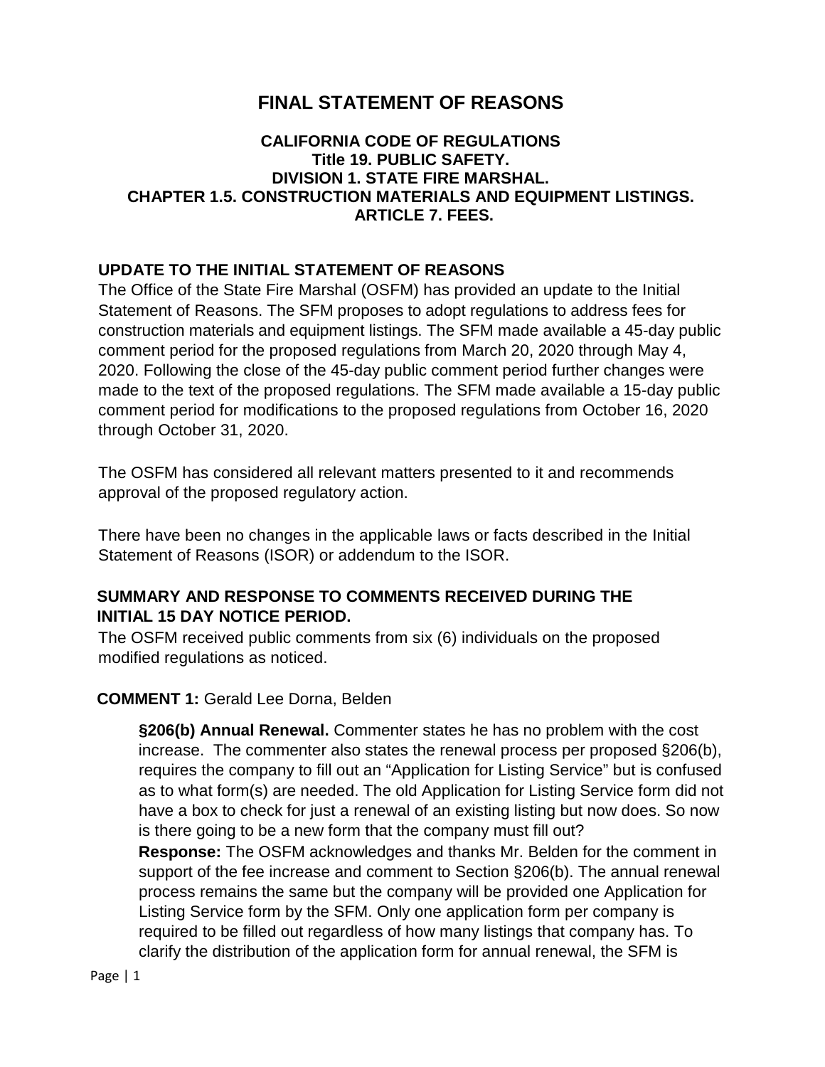# FINAL STATEMENT OF REASONS

### CALIFORNIA CODE OF REGULATIONS
### Title 19. PUBLIC SAFETY.
### DIVISION 1. STATE FIRE MARSHAL.
### CHAPTER 1.5. CONSTRUCTION MATERIALS AND EQUIPMENT LISTINGS.
### ARTICLE 7. FEES.

## UPDATE TO THE INITIAL STATEMENT OF REASONS

The Office of the State Fire Marshal (OSFM) has provided an update to the Initial Statement of Reasons. The SFM proposes to adopt regulations to address fees for construction materials and equipment listings. The SFM made available a 45-day public comment period for the proposed regulations from March 20, 2020 through May 4, 2020. Following the close of the 45-day public comment period further changes were made to the text of the proposed regulations. The SFM made available a 15-day public comment period for modifications to the proposed regulations from October 16, 2020 through October 31, 2020.

The OSFM has considered all relevant matters presented to it and recommends approval of the proposed regulatory action.

There have been no changes in the applicable laws or facts described in the Initial Statement of Reasons (ISOR) or addendum to the ISOR.

## SUMMARY AND RESPONSE TO COMMENTS RECEIVED DURING THE INITIAL 15 DAY NOTICE PERIOD.

The OSFM received public comments from six (6) individuals on the proposed modified regulations as noticed.

**COMMENT 1:** Gerald Lee Dorna, Belden

**§206(b) Annual Renewal.** Commenter states he has no problem with the cost increase. The commenter also states the renewal process per proposed §206(b), requires the company to fill out an "Application for Listing Service" but is confused as to what form(s) are needed. The old Application for Listing Service form did not have a box to check for just a renewal of an existing listing but now does. So now is there going to be a new form that the company must fill out?

**Response:** The OSFM acknowledges and thanks Mr. Belden for the comment in support of the fee increase and comment to Section §206(b). The annual renewal process remains the same but the company will be provided one Application for Listing Service form by the SFM. Only one application form per company is required to be filled out regardless of how many listings that company has. To clarify the distribution of the application form for annual renewal, the SFM is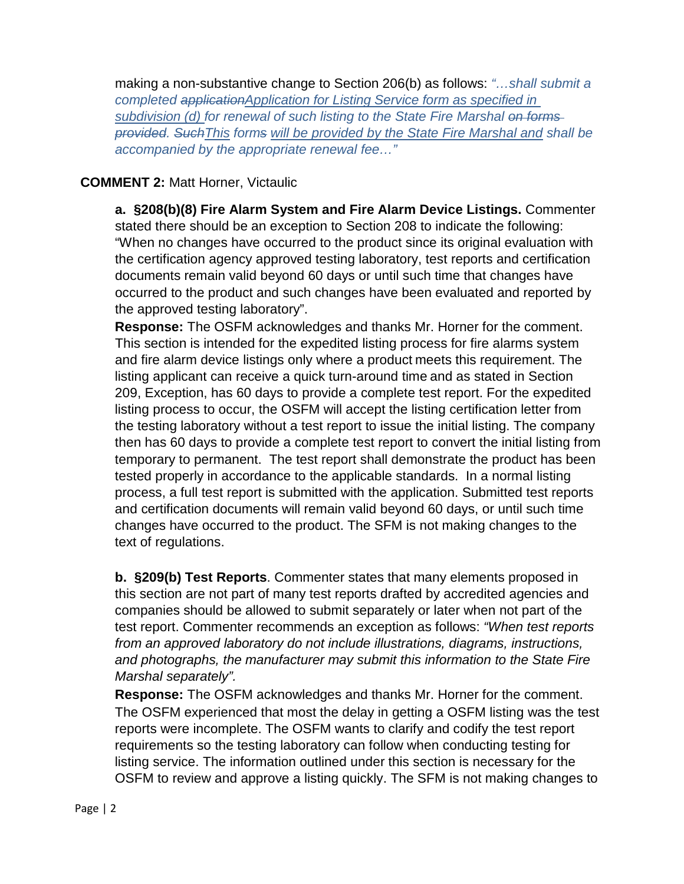making a non-substantive change to Section 206(b) as follows: *"…shall submit a completed ~~application~~Application for Listing Service form as specified in subdivision (d) for renewal of such listing to the State Fire Marshal ~~on forms provided~~. ~~Such~~This form~~s~~ will be provided by the State Fire Marshal and shall be accompanied by the appropriate renewal fee…"*

**COMMENT 2:** Matt Horner, Victaulic

**a. §208(b)(8) Fire Alarm System and Fire Alarm Device Listings.** Commenter stated there should be an exception to Section 208 to indicate the following: "When no changes have occurred to the product since its original evaluation with the certification agency approved testing laboratory, test reports and certification documents remain valid beyond 60 days or until such time that changes have occurred to the product and such changes have been evaluated and reported by the approved testing laboratory".

**Response:** The OSFM acknowledges and thanks Mr. Horner for the comment. This section is intended for the expedited listing process for fire alarms system and fire alarm device listings only where a product meets this requirement. The listing applicant can receive a quick turn-around time and as stated in Section 209, Exception, has 60 days to provide a complete test report. For the expedited listing process to occur, the OSFM will accept the listing certification letter from the testing laboratory without a test report to issue the initial listing. The company then has 60 days to provide a complete test report to convert the initial listing from temporary to permanent. The test report shall demonstrate the product has been tested properly in accordance to the applicable standards. In a normal listing process, a full test report is submitted with the application. Submitted test reports and certification documents will remain valid beyond 60 days, or until such time changes have occurred to the product. The SFM is not making changes to the text of regulations.

**b. §209(b) Test Reports**. Commenter states that many elements proposed in this section are not part of many test reports drafted by accredited agencies and companies should be allowed to submit separately or later when not part of the test report. Commenter recommends an exception as follows: *"When test reports from an approved laboratory do not include illustrations, diagrams, instructions, and photographs, the manufacturer may submit this information to the State Fire Marshal separately".*

**Response:** The OSFM acknowledges and thanks Mr. Horner for the comment. The OSFM experienced that most the delay in getting a OSFM listing was the test reports were incomplete. The OSFM wants to clarify and codify the test report requirements so the testing laboratory can follow when conducting testing for listing service. The information outlined under this section is necessary for the OSFM to review and approve a listing quickly. The SFM is not making changes to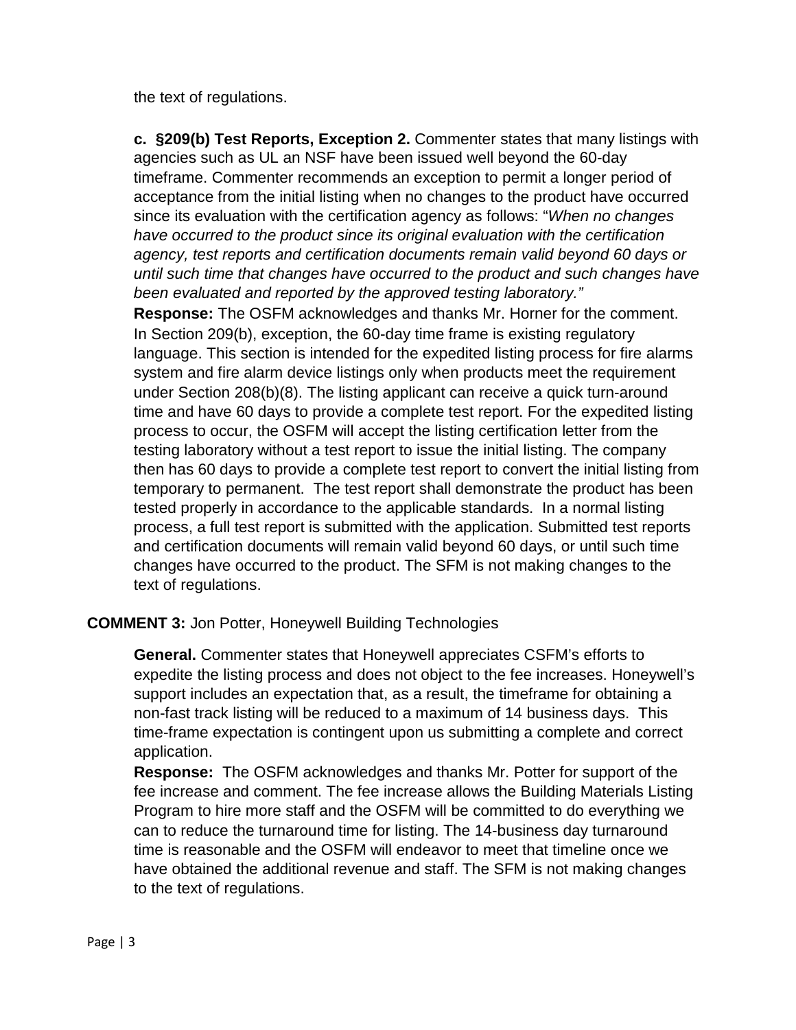the text of regulations.

**c. §209(b) Test Reports, Exception 2.** Commenter states that many listings with agencies such as UL an NSF have been issued well beyond the 60-day timeframe. Commenter recommends an exception to permit a longer period of acceptance from the initial listing when no changes to the product have occurred since its evaluation with the certification agency as follows: "*When no changes have occurred to the product since its original evaluation with the certification agency, test reports and certification documents remain valid beyond 60 days or until such time that changes have occurred to the product and such changes have been evaluated and reported by the approved testing laboratory.*"

**Response:** The OSFM acknowledges and thanks Mr. Horner for the comment. In Section 209(b), exception, the 60-day time frame is existing regulatory language. This section is intended for the expedited listing process for fire alarms system and fire alarm device listings only when products meet the requirement under Section 208(b)(8). The listing applicant can receive a quick turn-around time and have 60 days to provide a complete test report. For the expedited listing process to occur, the OSFM will accept the listing certification letter from the testing laboratory without a test report to issue the initial listing. The company then has 60 days to provide a complete test report to convert the initial listing from temporary to permanent. The test report shall demonstrate the product has been tested properly in accordance to the applicable standards. In a normal listing process, a full test report is submitted with the application. Submitted test reports and certification documents will remain valid beyond 60 days, or until such time changes have occurred to the product. The SFM is not making changes to the text of regulations.

**COMMENT 3:** Jon Potter, Honeywell Building Technologies

**General.** Commenter states that Honeywell appreciates CSFM's efforts to expedite the listing process and does not object to the fee increases. Honeywell's support includes an expectation that, as a result, the timeframe for obtaining a non-fast track listing will be reduced to a maximum of 14 business days. This time-frame expectation is contingent upon us submitting a complete and correct application.

**Response:** The OSFM acknowledges and thanks Mr. Potter for support of the fee increase and comment. The fee increase allows the Building Materials Listing Program to hire more staff and the OSFM will be committed to do everything we can to reduce the turnaround time for listing. The 14-business day turnaround time is reasonable and the OSFM will endeavor to meet that timeline once we have obtained the additional revenue and staff. The SFM is not making changes to the text of regulations.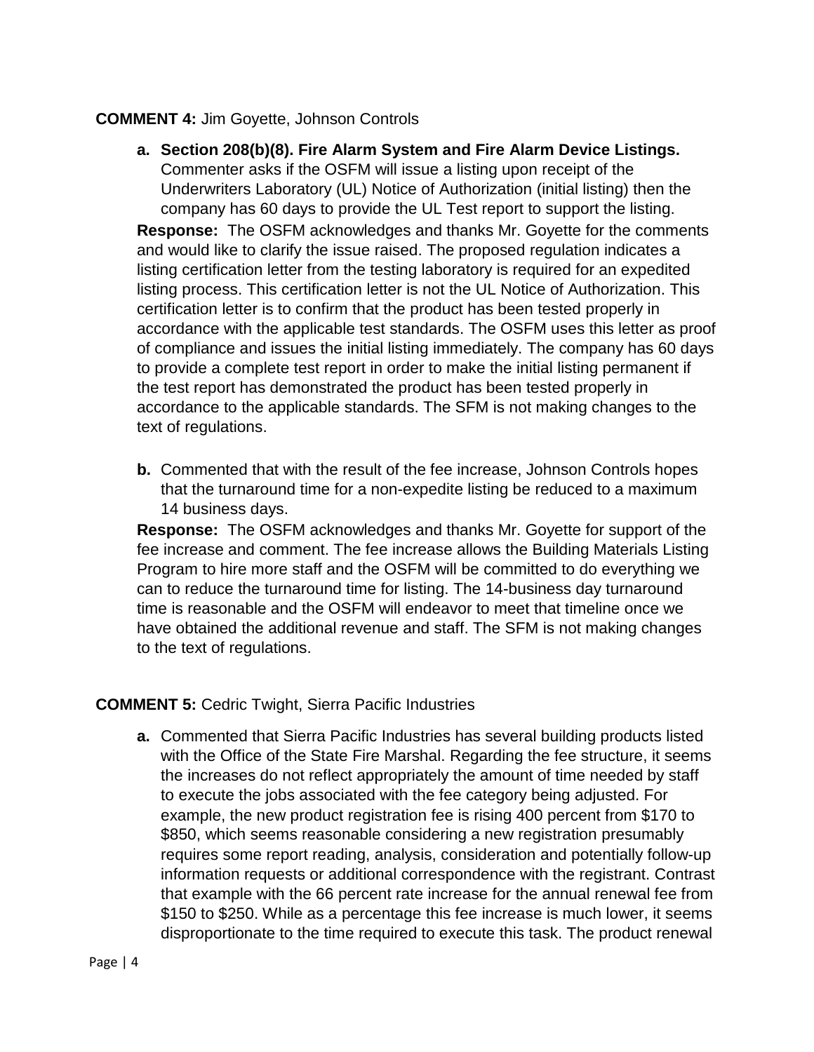**COMMENT 4:** Jim Goyette, Johnson Controls

a. **Section 208(b)(8). Fire Alarm System and Fire Alarm Device Listings.** Commenter asks if the OSFM will issue a listing upon receipt of the Underwriters Laboratory (UL) Notice of Authorization (initial listing) then the company has 60 days to provide the UL Test report to support the listing.

**Response:** The OSFM acknowledges and thanks Mr. Goyette for the comments and would like to clarify the issue raised. The proposed regulation indicates a listing certification letter from the testing laboratory is required for an expedited listing process. This certification letter is not the UL Notice of Authorization. This certification letter is to confirm that the product has been tested properly in accordance with the applicable test standards. The OSFM uses this letter as proof of compliance and issues the initial listing immediately. The company has 60 days to provide a complete test report in order to make the initial listing permanent if the test report has demonstrated the product has been tested properly in accordance to the applicable standards. The SFM is not making changes to the text of regulations.

b. Commented that with the result of the fee increase, Johnson Controls hopes that the turnaround time for a non-expedite listing be reduced to a maximum 14 business days.

**Response:** The OSFM acknowledges and thanks Mr. Goyette for support of the fee increase and comment. The fee increase allows the Building Materials Listing Program to hire more staff and the OSFM will be committed to do everything we can to reduce the turnaround time for listing. The 14-business day turnaround time is reasonable and the OSFM will endeavor to meet that timeline once we have obtained the additional revenue and staff. The SFM is not making changes to the text of regulations.

**COMMENT 5:** Cedric Twight, Sierra Pacific Industries

a. Commented that Sierra Pacific Industries has several building products listed with the Office of the State Fire Marshal. Regarding the fee structure, it seems the increases do not reflect appropriately the amount of time needed by staff to execute the jobs associated with the fee category being adjusted. For example, the new product registration fee is rising 400 percent from $170 to $850, which seems reasonable considering a new registration presumably requires some report reading, analysis, consideration and potentially follow-up information requests or additional correspondence with the registrant. Contrast that example with the 66 percent rate increase for the annual renewal fee from $150 to $250. While as a percentage this fee increase is much lower, it seems disproportionate to the time required to execute this task. The product renewal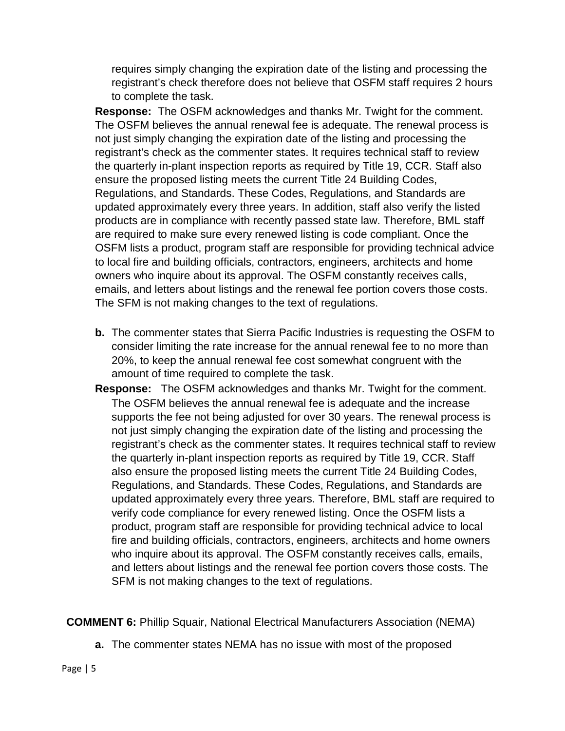requires simply changing the expiration date of the listing and processing the registrant's check therefore does not believe that OSFM staff requires 2 hours to complete the task.

**Response:** The OSFM acknowledges and thanks Mr. Twight for the comment. The OSFM believes the annual renewal fee is adequate. The renewal process is not just simply changing the expiration date of the listing and processing the registrant's check as the commenter states. It requires technical staff to review the quarterly in-plant inspection reports as required by Title 19, CCR. Staff also ensure the proposed listing meets the current Title 24 Building Codes, Regulations, and Standards. These Codes, Regulations, and Standards are updated approximately every three years. In addition, staff also verify the listed products are in compliance with recently passed state law. Therefore, BML staff are required to make sure every renewed listing is code compliant. Once the OSFM lists a product, program staff are responsible for providing technical advice to local fire and building officials, contractors, engineers, architects and home owners who inquire about its approval. The OSFM constantly receives calls, emails, and letters about listings and the renewal fee portion covers those costs. The SFM is not making changes to the text of regulations.

**b.** The commenter states that Sierra Pacific Industries is requesting the OSFM to consider limiting the rate increase for the annual renewal fee to no more than 20%, to keep the annual renewal fee cost somewhat congruent with the amount of time required to complete the task.

**Response:** The OSFM acknowledges and thanks Mr. Twight for the comment. The OSFM believes the annual renewal fee is adequate and the increase supports the fee not being adjusted for over 30 years. The renewal process is not just simply changing the expiration date of the listing and processing the registrant's check as the commenter states. It requires technical staff to review the quarterly in-plant inspection reports as required by Title 19, CCR. Staff also ensure the proposed listing meets the current Title 24 Building Codes, Regulations, and Standards. These Codes, Regulations, and Standards are updated approximately every three years. Therefore, BML staff are required to verify code compliance for every renewed listing. Once the OSFM lists a product, program staff are responsible for providing technical advice to local fire and building officials, contractors, engineers, architects and home owners who inquire about its approval. The OSFM constantly receives calls, emails, and letters about listings and the renewal fee portion covers those costs. The SFM is not making changes to the text of regulations.

**COMMENT 6:** Phillip Squair, National Electrical Manufacturers Association (NEMA)

**a.** The commenter states NEMA has no issue with most of the proposed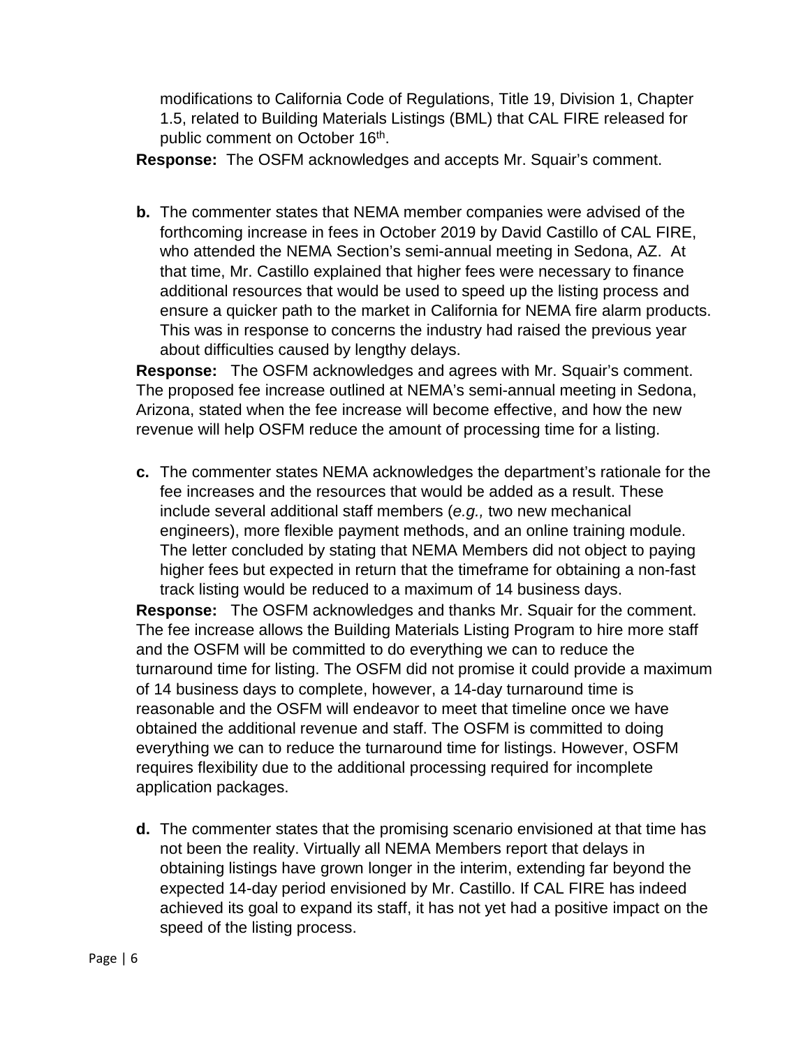modifications to California Code of Regulations, Title 19, Division 1, Chapter 1.5, related to Building Materials Listings (BML) that CAL FIRE released for public comment on October 16th.

**Response:** The OSFM acknowledges and accepts Mr. Squair's comment.

**b.** The commenter states that NEMA member companies were advised of the forthcoming increase in fees in October 2019 by David Castillo of CAL FIRE, who attended the NEMA Section's semi-annual meeting in Sedona, AZ. At that time, Mr. Castillo explained that higher fees were necessary to finance additional resources that would be used to speed up the listing process and ensure a quicker path to the market in California for NEMA fire alarm products. This was in response to concerns the industry had raised the previous year about difficulties caused by lengthy delays.

**Response:** The OSFM acknowledges and agrees with Mr. Squair's comment. The proposed fee increase outlined at NEMA's semi-annual meeting in Sedona, Arizona, stated when the fee increase will become effective, and how the new revenue will help OSFM reduce the amount of processing time for a listing.

**c.** The commenter states NEMA acknowledges the department's rationale for the fee increases and the resources that would be added as a result. These include several additional staff members (*e.g.,* two new mechanical engineers), more flexible payment methods, and an online training module. The letter concluded by stating that NEMA Members did not object to paying higher fees but expected in return that the timeframe for obtaining a non-fast track listing would be reduced to a maximum of 14 business days.

**Response:** The OSFM acknowledges and thanks Mr. Squair for the comment. The fee increase allows the Building Materials Listing Program to hire more staff and the OSFM will be committed to do everything we can to reduce the turnaround time for listing. The OSFM did not promise it could provide a maximum of 14 business days to complete, however, a 14-day turnaround time is reasonable and the OSFM will endeavor to meet that timeline once we have obtained the additional revenue and staff. The OSFM is committed to doing everything we can to reduce the turnaround time for listings. However, OSFM requires flexibility due to the additional processing required for incomplete application packages.

**d.** The commenter states that the promising scenario envisioned at that time has not been the reality. Virtually all NEMA Members report that delays in obtaining listings have grown longer in the interim, extending far beyond the expected 14-day period envisioned by Mr. Castillo. If CAL FIRE has indeed achieved its goal to expand its staff, it has not yet had a positive impact on the speed of the listing process.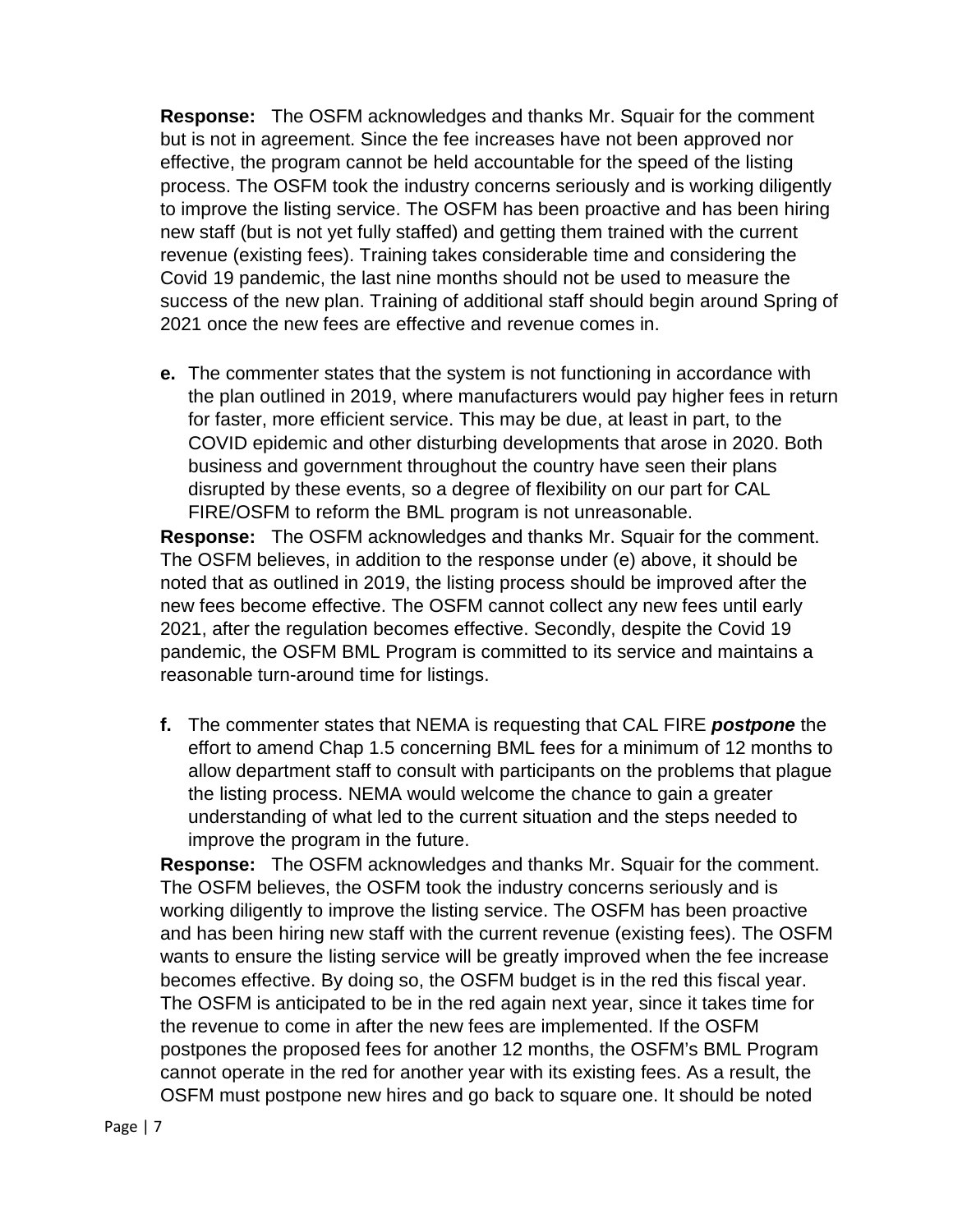**Response:** The OSFM acknowledges and thanks Mr. Squair for the comment but is not in agreement. Since the fee increases have not been approved nor effective, the program cannot be held accountable for the speed of the listing process. The OSFM took the industry concerns seriously and is working diligently to improve the listing service. The OSFM has been proactive and has been hiring new staff (but is not yet fully staffed) and getting them trained with the current revenue (existing fees). Training takes considerable time and considering the Covid 19 pandemic, the last nine months should not be used to measure the success of the new plan. Training of additional staff should begin around Spring of 2021 once the new fees are effective and revenue comes in.

**e.** The commenter states that the system is not functioning in accordance with the plan outlined in 2019, where manufacturers would pay higher fees in return for faster, more efficient service. This may be due, at least in part, to the COVID epidemic and other disturbing developments that arose in 2020. Both business and government throughout the country have seen their plans disrupted by these events, so a degree of flexibility on our part for CAL FIRE/OSFM to reform the BML program is not unreasonable.

**Response:** The OSFM acknowledges and thanks Mr. Squair for the comment. The OSFM believes, in addition to the response under (e) above, it should be noted that as outlined in 2019, the listing process should be improved after the new fees become effective. The OSFM cannot collect any new fees until early 2021, after the regulation becomes effective. Secondly, despite the Covid 19 pandemic, the OSFM BML Program is committed to its service and maintains a reasonable turn-around time for listings.

**f.** The commenter states that NEMA is requesting that CAL FIRE ***postpone*** the effort to amend Chap 1.5 concerning BML fees for a minimum of 12 months to allow department staff to consult with participants on the problems that plague the listing process. NEMA would welcome the chance to gain a greater understanding of what led to the current situation and the steps needed to improve the program in the future.

**Response:** The OSFM acknowledges and thanks Mr. Squair for the comment. The OSFM believes, the OSFM took the industry concerns seriously and is working diligently to improve the listing service. The OSFM has been proactive and has been hiring new staff with the current revenue (existing fees). The OSFM wants to ensure the listing service will be greatly improved when the fee increase becomes effective. By doing so, the OSFM budget is in the red this fiscal year. The OSFM is anticipated to be in the red again next year, since it takes time for the revenue to come in after the new fees are implemented. If the OSFM postpones the proposed fees for another 12 months, the OSFM's BML Program cannot operate in the red for another year with its existing fees. As a result, the OSFM must postpone new hires and go back to square one. It should be noted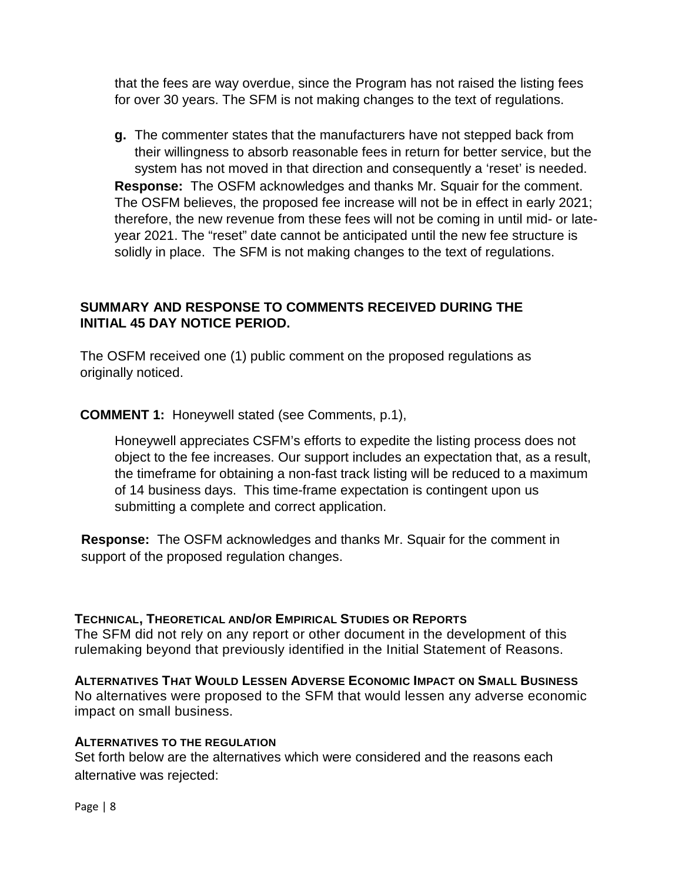that the fees are way overdue, since the Program has not raised the listing fees for over 30 years. The SFM is not making changes to the text of regulations.

**g.** The commenter states that the manufacturers have not stepped back from their willingness to absorb reasonable fees in return for better service, but the system has not moved in that direction and consequently a 'reset' is needed.

**Response:** The OSFM acknowledges and thanks Mr. Squair for the comment. The OSFM believes, the proposed fee increase will not be in effect in early 2021; therefore, the new revenue from these fees will not be coming in until mid- or late-year 2021. The "reset" date cannot be anticipated until the new fee structure is solidly in place. The SFM is not making changes to the text of regulations.

**SUMMARY AND RESPONSE TO COMMENTS RECEIVED DURING THE INITIAL 45 DAY NOTICE PERIOD.**

The OSFM received one (1) public comment on the proposed regulations as originally noticed.

**COMMENT 1:** Honeywell stated (see Comments, p.1),

> Honeywell appreciates CSFM's efforts to expedite the listing process does not object to the fee increases. Our support includes an expectation that, as a result, the timeframe for obtaining a non-fast track listing will be reduced to a maximum of 14 business days. This time-frame expectation is contingent upon us submitting a complete and correct application.

**Response:** The OSFM acknowledges and thanks Mr. Squair for the comment in support of the proposed regulation changes.

**TECHNICAL, THEORETICAL AND/OR EMPIRICAL STUDIES OR REPORTS**

The SFM did not rely on any report or other document in the development of this rulemaking beyond that previously identified in the Initial Statement of Reasons.

**ALTERNATIVES THAT WOULD LESSEN ADVERSE ECONOMIC IMPACT ON SMALL BUSINESS**

No alternatives were proposed to the SFM that would lessen any adverse economic impact on small business.

**ALTERNATIVES TO THE REGULATION**

Set forth below are the alternatives which were considered and the reasons each alternative was rejected: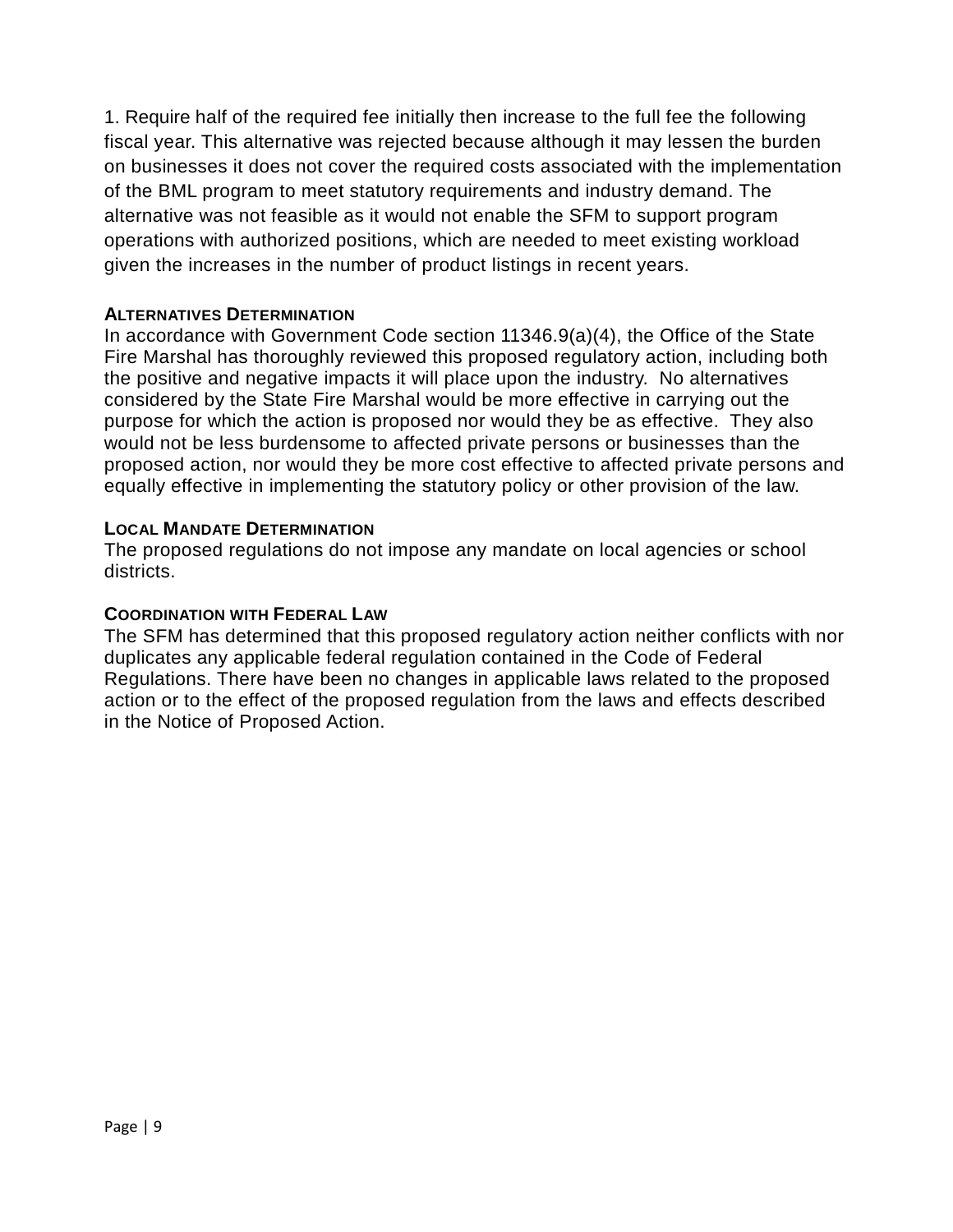1. Require half of the required fee initially then increase to the full fee the following fiscal year. This alternative was rejected because although it may lessen the burden on businesses it does not cover the required costs associated with the implementation of the BML program to meet statutory requirements and industry demand. The alternative was not feasible as it would not enable the SFM to support program operations with authorized positions, which are needed to meet existing workload given the increases in the number of product listings in recent years.

**ALTERNATIVES DETERMINATION**

In accordance with Government Code section 11346.9(a)(4), the Office of the State Fire Marshal has thoroughly reviewed this proposed regulatory action, including both the positive and negative impacts it will place upon the industry. No alternatives considered by the State Fire Marshal would be more effective in carrying out the purpose for which the action is proposed nor would they be as effective. They also would not be less burdensome to affected private persons or businesses than the proposed action, nor would they be more cost effective to affected private persons and equally effective in implementing the statutory policy or other provision of the law.

**LOCAL MANDATE DETERMINATION**

The proposed regulations do not impose any mandate on local agencies or school districts.

**COORDINATION WITH FEDERAL LAW**

The SFM has determined that this proposed regulatory action neither conflicts with nor duplicates any applicable federal regulation contained in the Code of Federal Regulations. There have been no changes in applicable laws related to the proposed action or to the effect of the proposed regulation from the laws and effects described in the Notice of Proposed Action.